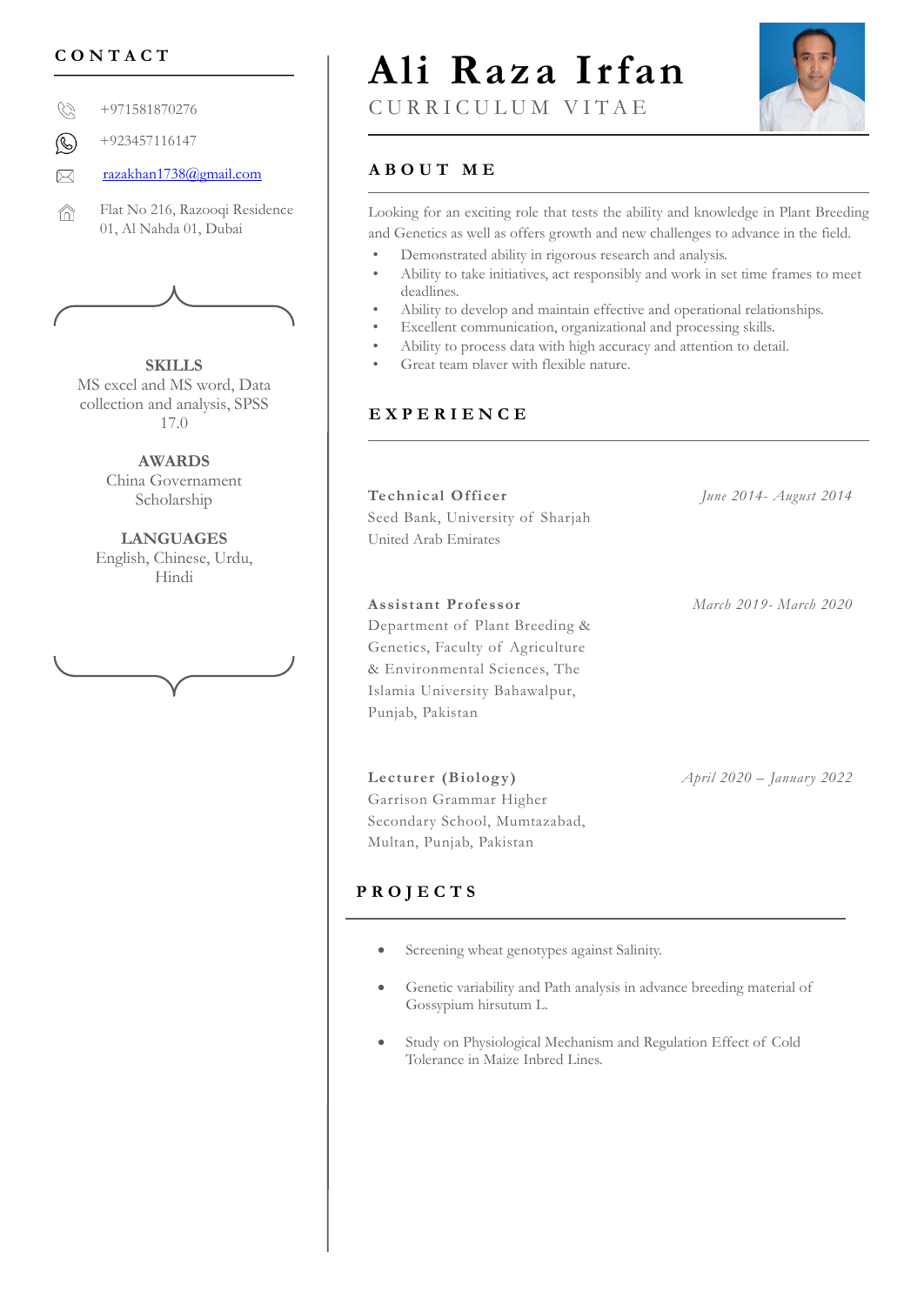# Ali Raza Irfan

CURRICULUM VITAE

## CONTACT

+971581870276

+923457116147

razakhan1738@gmail.com

Flat No 216, Razooqi Residence 01, Al Nahda 01, Dubai

**SKILLS**
MS excel and MS word, Data collection and analysis, SPSS 17.0

**AWARDS**
China Governament Scholarship

**LANGUAGES**
English, Chinese, Urdu, Hindi

## ABOUT ME

Looking for an exciting role that tests the ability and knowledge in Plant Breeding and Genetics as well as offers growth and new challenges to advance in the field.

- Demonstrated ability in rigorous research and analysis.
- Ability to take initiatives, act responsibly and work in set time frames to meet deadlines.
- Ability to develop and maintain effective and operational relationships.
- Excellent communication, organizational and processing skills.
- Ability to process data with high accuracy and attention to detail.
- Great team player with flexible nature.

## EXPERIENCE

**Technical Officer** — *June 2014- August 2014*
Seed Bank, University of Sharjah
United Arab Emirates

**Assistant Professor** — *March 2019- March 2020*
Department of Plant Breeding & Genetics, Faculty of Agriculture & Environmental Sciences, The Islamia University Bahawalpur, Punjab, Pakistan

**Lecturer (Biology)** — *April 2020 – January 2022*
Garrison Grammar Higher Secondary School, Mumtazabad, Multan, Punjab, Pakistan

## PROJECTS

- Screening wheat genotypes against Salinity.
- Genetic variability and Path analysis in advance breeding material of Gossypium hirsutum L.
- Study on Physiological Mechanism and Regulation Effect of Cold Tolerance in Maize Inbred Lines.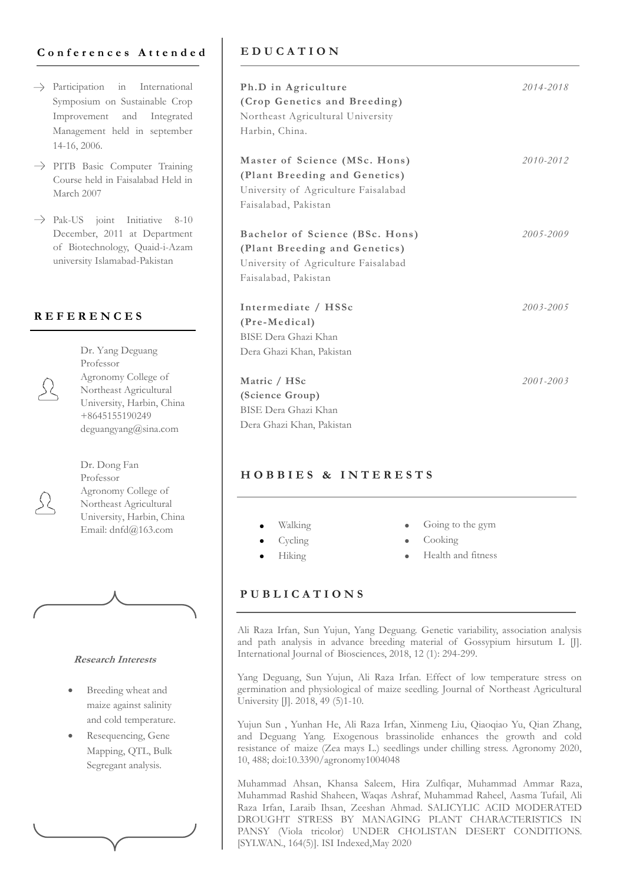## Conferences Attended

- Participation in International Symposium on Sustainable Crop Improvement and Integrated Management held in september 14-16, 2006.
- PITB Basic Computer Training Course held in Faisalabad Held in March 2007
- Pak-US joint Initiative 8-10 December, 2011 at Department of Biotechnology, Quaid-i-Azam university Islamabad-Pakistan

## REFERENCES

Dr. Yang Deguang
Professor
Agronomy College of Northeast Agricultural University, Harbin, China
+8645155190249
deguangyang@sina.com

Dr. Dong Fan
Professor
Agronomy College of Northeast Agricultural University, Harbin, China
Email: dnfd@163.com

***Research Interests***

- Breeding wheat and maize against salinity and cold temperature.
- Resequencing, Gene Mapping, QTL, Bulk Segregant analysis.

## EDUCATION

**Ph.D in Agriculture (Crop Genetics and Breeding)** — *2014-2018*
Northeast Agricultural University
Harbin, China.

**Master of Science (MSc. Hons) (Plant Breeding and Genetics)** — *2010-2012*
University of Agriculture Faisalabad
Faisalabad, Pakistan

**Bachelor of Science (BSc. Hons) (Plant Breeding and Genetics)** — *2005-2009*
University of Agriculture Faisalabad
Faisalabad, Pakistan

**Intermediate / HSSc (Pre-Medical)** — *2003-2005*
BISE Dera Ghazi Khan
Dera Ghazi Khan, Pakistan

**Matric / HSc (Science Group)** — *2001-2003*
BISE Dera Ghazi Khan
Dera Ghazi Khan, Pakistan

## HOBBIES & INTERESTS

- Walking
- Cycling
- Hiking
- Going to the gym
- Cooking
- Health and fitness

## PUBLICATIONS

Ali Raza Irfan, Sun Yujun, Yang Deguang. Genetic variability, association analysis and path analysis in advance breeding material of Gossypium hirsutum L [J]. International Journal of Biosciences, 2018, 12 (1): 294-299.

Yang Deguang, Sun Yujun, Ali Raza Irfan. Effect of low temperature stress on germination and physiological of maize seedling. Journal of Northeast Agricultural University [J]. 2018, 49 (5)1-10.

Yujun Sun , Yunhan He, Ali Raza Irfan, Xinmeng Liu, Qiaoqiao Yu, Qian Zhang, and Deguang Yang. Exogenous brassinolide enhances the growth and cold resistance of maize (Zea mays L.) seedlings under chilling stress. Agronomy 2020, 10, 488; doi:10.3390/agronomy1004048

Muhammad Ahsan, Khansa Saleem, Hira Zulfiqar, Muhammad Ammar Raza, Muhammad Rashid Shaheen, Waqas Ashraf, Muhammad Raheel, Aasma Tufail, Ali Raza Irfan, Laraib Ihsan, Zeeshan Ahmad. SALICYLIC ACID MODERATED DROUGHT STRESS BY MANAGING PLANT CHARACTERISTICS IN PANSY (Viola tricolor) UNDER CHOLISTAN DESERT CONDITIONS. [SYLWAN., 164(5)]. ISI Indexed,May 2020